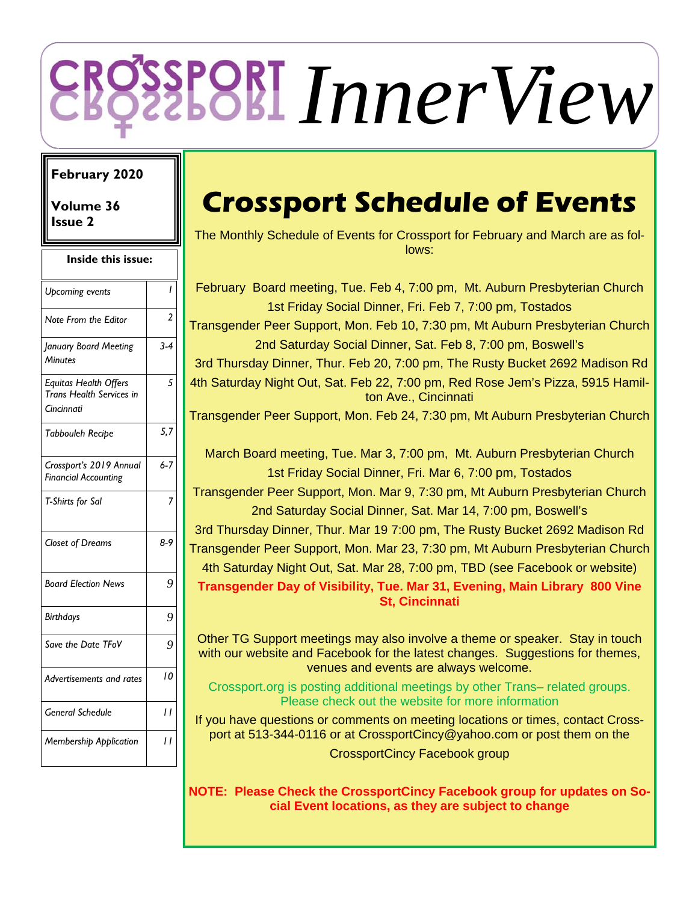# CROSSPORT InnerView

**February 2020**

**Volume 36**
**Issue 2**

| Inside this issue: | |
|---|---|
| *Upcoming events* | *1* |
| *Note From the Editor* | *2* |
| *January Board Meeting Minutes* | *3-4* |
| *Equitas Health Offers Trans Health Services in Cincinnati* | *5* |
| *Tabbouleh Recipe* | *5,7* |
| *Crossport's 2019 Annual Financial Accounting* | *6-7* |
| *T-Shirts for Sal* | *7* |
| *Closet of Dreams* | *8-9* |
| *Board Election News* | *9* |
| *Birthdays* | *9* |
| *Save the Date TFoV* | *9* |
| *Advertisements and rates* | *10* |
| *General Schedule* | *11* |
| *Membership Application* | *11* |

## Crossport Schedule of Events

The Monthly Schedule of Events for Crossport for February and March are as follows:

February Board meeting, Tue. Feb 4, 7:00 pm, Mt. Auburn Presbyterian Church
1st Friday Social Dinner, Fri. Feb 7, 7:00 pm, Tostados
Transgender Peer Support, Mon. Feb 10, 7:30 pm, Mt Auburn Presbyterian Church
2nd Saturday Social Dinner, Sat. Feb 8, 7:00 pm, Boswell's
3rd Thursday Dinner, Thur. Feb 20, 7:00 pm, The Rusty Bucket 2692 Madison Rd
4th Saturday Night Out, Sat. Feb 22, 7:00 pm, Red Rose Jem's Pizza, 5915 Hamilton Ave., Cincinnati
Transgender Peer Support, Mon. Feb 24, 7:30 pm, Mt Auburn Presbyterian Church

March Board meeting, Tue. Mar 3, 7:00 pm, Mt. Auburn Presbyterian Church
1st Friday Social Dinner, Fri. Mar 6, 7:00 pm, Tostados
Transgender Peer Support, Mon. Mar 9, 7:30 pm, Mt Auburn Presbyterian Church
2nd Saturday Social Dinner, Sat. Mar 14, 7:00 pm, Boswell's
3rd Thursday Dinner, Thur. Mar 19 7:00 pm, The Rusty Bucket 2692 Madison Rd
Transgender Peer Support, Mon. Mar 23, 7:30 pm, Mt Auburn Presbyterian Church
4th Saturday Night Out, Sat. Mar 28, 7:00 pm, TBD (see Facebook or website)
**Transgender Day of Visibility, Tue. Mar 31, Evening, Main Library 800 Vine St, Cincinnati**

Other TG Support meetings may also involve a theme or speaker. Stay in touch with our website and Facebook for the latest changes. Suggestions for themes, venues and events are always welcome.

Crossport.org is posting additional meetings by other Trans– related groups. Please check out the website for more information

If you have questions or comments on meeting locations or times, contact Crossport at 513-344-0116 or at CrossportCincy@yahoo.com or post them on the CrossportCincy Facebook group

**NOTE: Please Check the CrossportCincy Facebook group for updates on Social Event locations, as they are subject to change**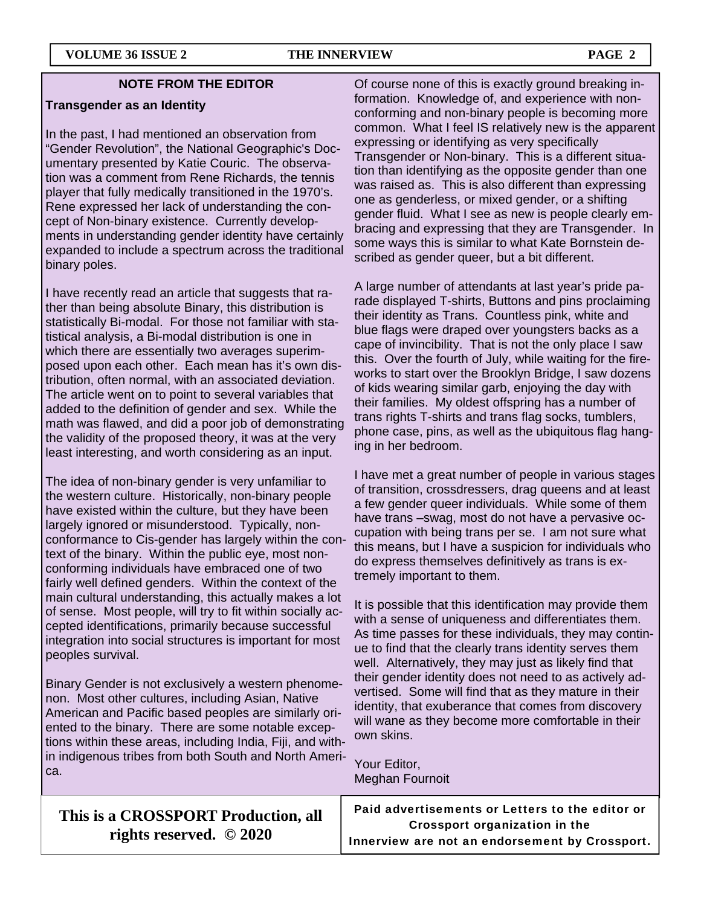## NOTE FROM THE EDITOR

### Transgender as an Identity

In the past, I had mentioned an observation from "Gender Revolution", the National Geographic's Documentary presented by Katie Couric. The observation was a comment from Rene Richards, the tennis player that fully medically transitioned in the 1970's. Rene expressed her lack of understanding the concept of Non-binary existence. Currently developments in understanding gender identity have certainly expanded to include a spectrum across the traditional binary poles.

I have recently read an article that suggests that rather than being absolute Binary, this distribution is statistically Bi-modal. For those not familiar with statistical analysis, a Bi-modal distribution is one in which there are essentially two averages superimposed upon each other. Each mean has it's own distribution, often normal, with an associated deviation. The article went on to point to several variables that added to the definition of gender and sex. While the math was flawed, and did a poor job of demonstrating the validity of the proposed theory, it was at the very least interesting, and worth considering as an input.

The idea of non-binary gender is very unfamiliar to the western culture. Historically, non-binary people have existed within the culture, but they have been largely ignored or misunderstood. Typically, non-conformance to Cis-gender has largely within the context of the binary. Within the public eye, most non-conforming individuals have embraced one of two fairly well defined genders. Within the context of the main cultural understanding, this actually makes a lot of sense. Most people, will try to fit within socially accepted identifications, primarily because successful integration into social structures is important for most peoples survival.

Binary Gender is not exclusively a western phenomenon. Most other cultures, including Asian, Native American and Pacific based peoples are similarly oriented to the binary. There are some notable exceptions within these areas, including India, Fiji, and within indigenous tribes from both South and North America.

Of course none of this is exactly ground breaking information. Knowledge of, and experience with non-conforming and non-binary people is becoming more common. What I feel IS relatively new is the apparent expressing or identifying as very specifically Transgender or Non-binary. This is a different situation than identifying as the opposite gender than one was raised as. This is also different than expressing one as genderless, or mixed gender, or a shifting gender fluid. What I see as new is people clearly embracing and expressing that they are Transgender. In some ways this is similar to what Kate Bornstein described as gender queer, but a bit different.

A large number of attendants at last year's pride parade displayed T-shirts, Buttons and pins proclaiming their identity as Trans. Countless pink, white and blue flags were draped over youngsters backs as a cape of invincibility. That is not the only place I saw this. Over the fourth of July, while waiting for the fireworks to start over the Brooklyn Bridge, I saw dozens of kids wearing similar garb, enjoying the day with their families. My oldest offspring has a number of trans rights T-shirts and trans flag socks, tumblers, phone case, pins, as well as the ubiquitous flag hanging in her bedroom.

I have met a great number of people in various stages of transition, crossdressers, drag queens and at least a few gender queer individuals. While some of them have trans –swag, most do not have a pervasive occupation with being trans per se. I am not sure what this means, but I have a suspicion for individuals who do express themselves definitively as trans is extremely important to them.

It is possible that this identification may provide them with a sense of uniqueness and differentiates them. As time passes for these individuals, they may continue to find that the clearly trans identity serves them well. Alternatively, they may just as likely find that their gender identity does not need to as actively advertised. Some will find that as they mature in their identity, that exuberance that comes from discovery will wane as they become more comfortable in their own skins.

Your Editor,
Meghan Fournoit

**This is a CROSSPORT Production, all rights reserved. © 2020**

**Paid advertisements or Letters to the editor or Crossport organization in the Innerview are not an endorsement by Crossport.**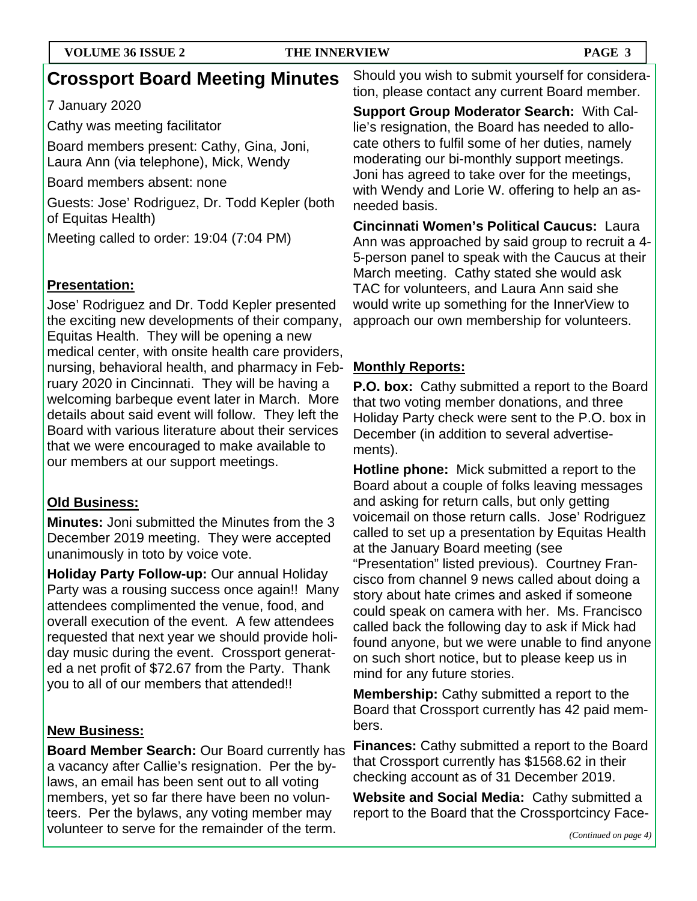# Crossport Board Meeting Minutes

7 January 2020

Cathy was meeting facilitator

Board members present: Cathy, Gina, Joni, Laura Ann (via telephone), Mick, Wendy

Board members absent: none

Guests: Jose' Rodriguez, Dr. Todd Kepler (both of Equitas Health)

Meeting called to order: 19:04 (7:04 PM)

## Presentation:

Jose' Rodriguez and Dr. Todd Kepler presented the exciting new developments of their company, Equitas Health. They will be opening a new medical center, with onsite health care providers, nursing, behavioral health, and pharmacy in February 2020 in Cincinnati. They will be having a welcoming barbeque event later in March. More details about said event will follow. They left the Board with various literature about their services that we were encouraged to make available to our members at our support meetings.

## Old Business:

**Minutes:** Joni submitted the Minutes from the 3 December 2019 meeting. They were accepted unanimously in toto by voice vote.

**Holiday Party Follow-up:** Our annual Holiday Party was a rousing success once again!! Many attendees complimented the venue, food, and overall execution of the event. A few attendees requested that next year we should provide holiday music during the event. Crossport generated a net profit of $72.67 from the Party. Thank you to all of our members that attended!!

## New Business:

**Board Member Search:** Our Board currently has a vacancy after Callie's resignation. Per the bylaws, an email has been sent out to all voting members, yet so far there have been no volunteers. Per the bylaws, any voting member may volunteer to serve for the remainder of the term. Should you wish to submit yourself for consideration, please contact any current Board member.

**Support Group Moderator Search:** With Callie's resignation, the Board has needed to allocate others to fulfil some of her duties, namely moderating our bi-monthly support meetings. Joni has agreed to take over for the meetings, with Wendy and Lorie W. offering to help an as-needed basis.

**Cincinnati Women's Political Caucus:** Laura Ann was approached by said group to recruit a 4-5-person panel to speak with the Caucus at their March meeting. Cathy stated she would ask TAC for volunteers, and Laura Ann said she would write up something for the InnerView to approach our own membership for volunteers.

## Monthly Reports:

**P.O. box:** Cathy submitted a report to the Board that two voting member donations, and three Holiday Party check were sent to the P.O. box in December (in addition to several advertisements).

**Hotline phone:** Mick submitted a report to the Board about a couple of folks leaving messages and asking for return calls, but only getting voicemail on those return calls. Jose' Rodriguez called to set up a presentation by Equitas Health at the January Board meeting (see "Presentation" listed previous). Courtney Francisco from channel 9 news called about doing a story about hate crimes and asked if someone could speak on camera with her. Ms. Francisco called back the following day to ask if Mick had found anyone, but we were unable to find anyone on such short notice, but to please keep us in mind for any future stories.

**Membership:** Cathy submitted a report to the Board that Crossport currently has 42 paid members.

**Finances:** Cathy submitted a report to the Board that Crossport currently has $1568.62 in their checking account as of 31 December 2019.

**Website and Social Media:** Cathy submitted a report to the Board that the Crossportcincy Face-

*(Continued on page 4)*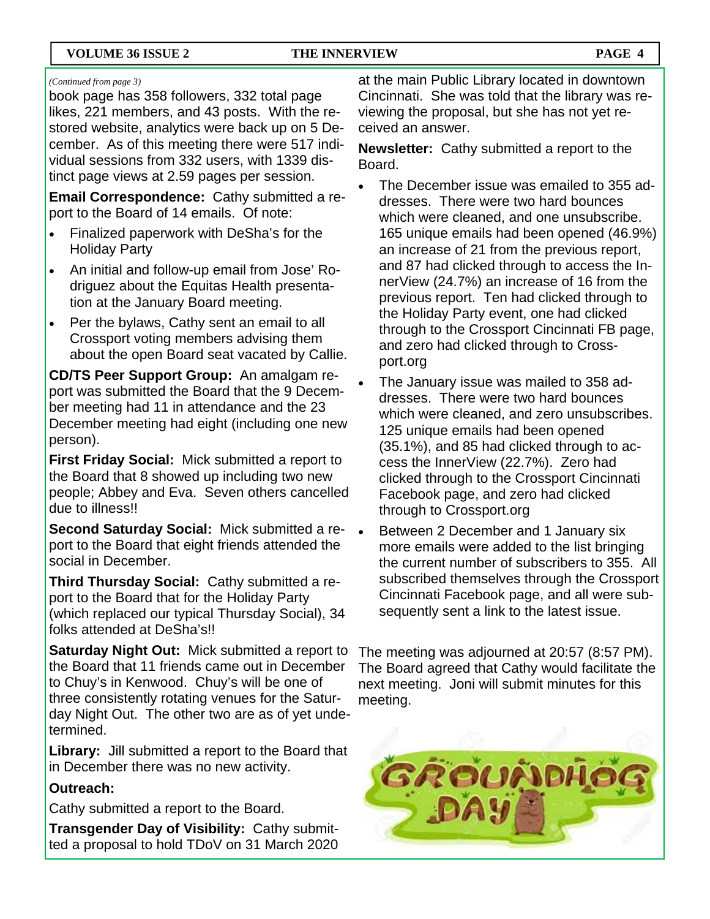*(Continued from page 3)*

book page has 358 followers, 332 total page likes, 221 members, and 43 posts. With the restored website, analytics were back up on 5 December. As of this meeting there were 517 individual sessions from 332 users, with 1339 distinct page views at 2.59 pages per session.

**Email Correspondence:** Cathy submitted a report to the Board of 14 emails. Of note:

- Finalized paperwork with DeSha's for the Holiday Party
- An initial and follow-up email from Jose' Rodriguez about the Equitas Health presentation at the January Board meeting.
- Per the bylaws, Cathy sent an email to all Crossport voting members advising them about the open Board seat vacated by Callie.

**CD/TS Peer Support Group:** An amalgam report was submitted the Board that the 9 December meeting had 11 in attendance and the 23 December meeting had eight (including one new person).

**First Friday Social:** Mick submitted a report to the Board that 8 showed up including two new people; Abbey and Eva. Seven others cancelled due to illness!!

**Second Saturday Social:** Mick submitted a report to the Board that eight friends attended the social in December.

**Third Thursday Social:** Cathy submitted a report to the Board that for the Holiday Party (which replaced our typical Thursday Social), 34 folks attended at DeSha's!!

**Saturday Night Out:** Mick submitted a report to the Board that 11 friends came out in December to Chuy's in Kenwood. Chuy's will be one of three consistently rotating venues for the Saturday Night Out. The other two are as of yet undetermined.

**Library:** Jill submitted a report to the Board that in December there was no new activity.

**Outreach:**

Cathy submitted a report to the Board.

**Transgender Day of Visibility:** Cathy submitted a proposal to hold TDoV on 31 March 2020 at the main Public Library located in downtown Cincinnati. She was told that the library was reviewing the proposal, but she has not yet received an answer.

**Newsletter:** Cathy submitted a report to the Board.

- The December issue was emailed to 355 addresses. There were two hard bounces which were cleaned, and one unsubscribe. 165 unique emails had been opened (46.9%) an increase of 21 from the previous report, and 87 had clicked through to access the InnerView (24.7%) an increase of 16 from the previous report. Ten had clicked through to the Holiday Party event, one had clicked through to the Crossport Cincinnati FB page, and zero had clicked through to Crossport.org
- The January issue was mailed to 358 addresses. There were two hard bounces which were cleaned, and zero unsubscribes. 125 unique emails had been opened (35.1%), and 85 had clicked through to access the InnerView (22.7%). Zero had clicked through to the Crossport Cincinnati Facebook page, and zero had clicked through to Crossport.org
- Between 2 December and 1 January six more emails were added to the list bringing the current number of subscribers to 355. All subscribed themselves through the Crossport Cincinnati Facebook page, and all were subsequently sent a link to the latest issue.

The meeting was adjourned at 20:57 (8:57 PM). The Board agreed that Cathy would facilitate the next meeting. Joni will submit minutes for this meeting.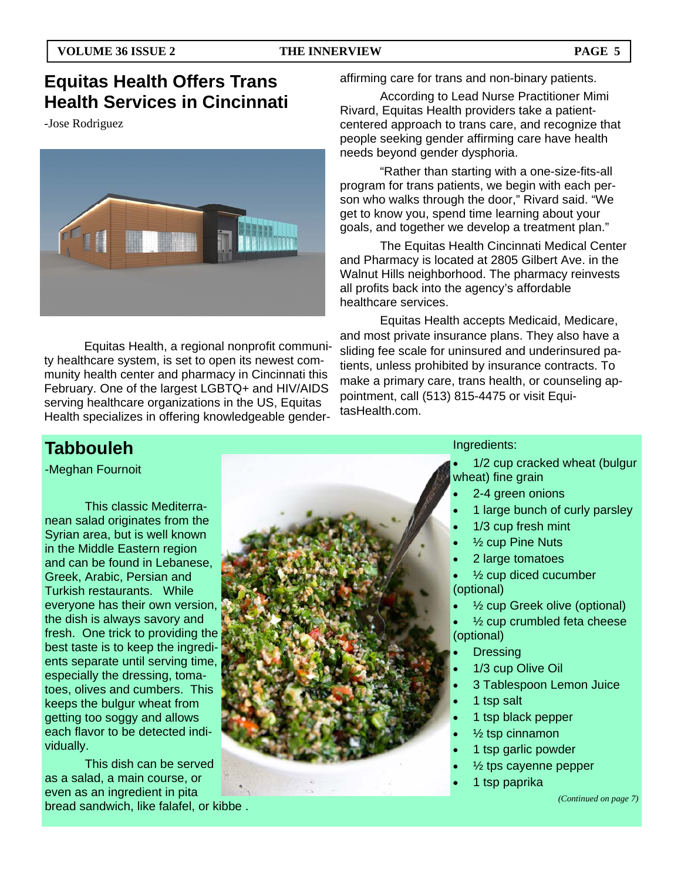## Equitas Health Offers Trans Health Services in Cincinnati

-Jose Rodriguez

Equitas Health, a regional nonprofit community healthcare system, is set to open its newest community health center and pharmacy in Cincinnati this February. One of the largest LGBTQ+ and HIV/AIDS serving healthcare organizations in the US, Equitas Health specializes in offering knowledgeable gender-affirming care for trans and non-binary patients.

According to Lead Nurse Practitioner Mimi Rivard, Equitas Health providers take a patient-centered approach to trans care, and recognize that people seeking gender affirming care have health needs beyond gender dysphoria.

"Rather than starting with a one-size-fits-all program for trans patients, we begin with each person who walks through the door," Rivard said. "We get to know you, spend time learning about your goals, and together we develop a treatment plan."

The Equitas Health Cincinnati Medical Center and Pharmacy is located at 2805 Gilbert Ave. in the Walnut Hills neighborhood. The pharmacy reinvests all profits back into the agency's affordable healthcare services.

Equitas Health accepts Medicaid, Medicare, and most private insurance plans. They also have a sliding fee scale for uninsured and underinsured patients, unless prohibited by insurance contracts. To make a primary care, trans health, or counseling appointment, call (513) 815-4475 or visit EquitasHealth.com.

## Tabbouleh

-Meghan Fournoit

This classic Mediterranean salad originates from the Syrian area, but is well known in the Middle Eastern region and can be found in Lebanese, Greek, Arabic, Persian and Turkish restaurants. While everyone has their own version, the dish is always savory and fresh. One trick to providing the best taste is to keep the ingredients separate until serving time, especially the dressing, tomatoes, olives and cumbers. This keeps the bulgur wheat from getting too soggy and allows each flavor to be detected individually.

This dish can be served as a salad, a main course, or even as an ingredient in pita bread sandwich, like falafel, or kibbe .

Ingredients:

- 1/2 cup cracked wheat (bulgur wheat) fine grain
- 2-4 green onions
- 1 large bunch of curly parsley
- 1/3 cup fresh mint
- ½ cup Pine Nuts
- 2 large tomatoes
- ½ cup diced cucumber (optional)
- ½ cup Greek olive (optional)
- ½ cup crumbled feta cheese (optional)
- Dressing
- 1/3 cup Olive Oil
- 3 Tablespoon Lemon Juice
- 1 tsp salt
- 1 tsp black pepper
- ½ tsp cinnamon
- 1 tsp garlic powder
- ½ tps cayenne pepper
- 1 tsp paprika

*(Continued on page 7)*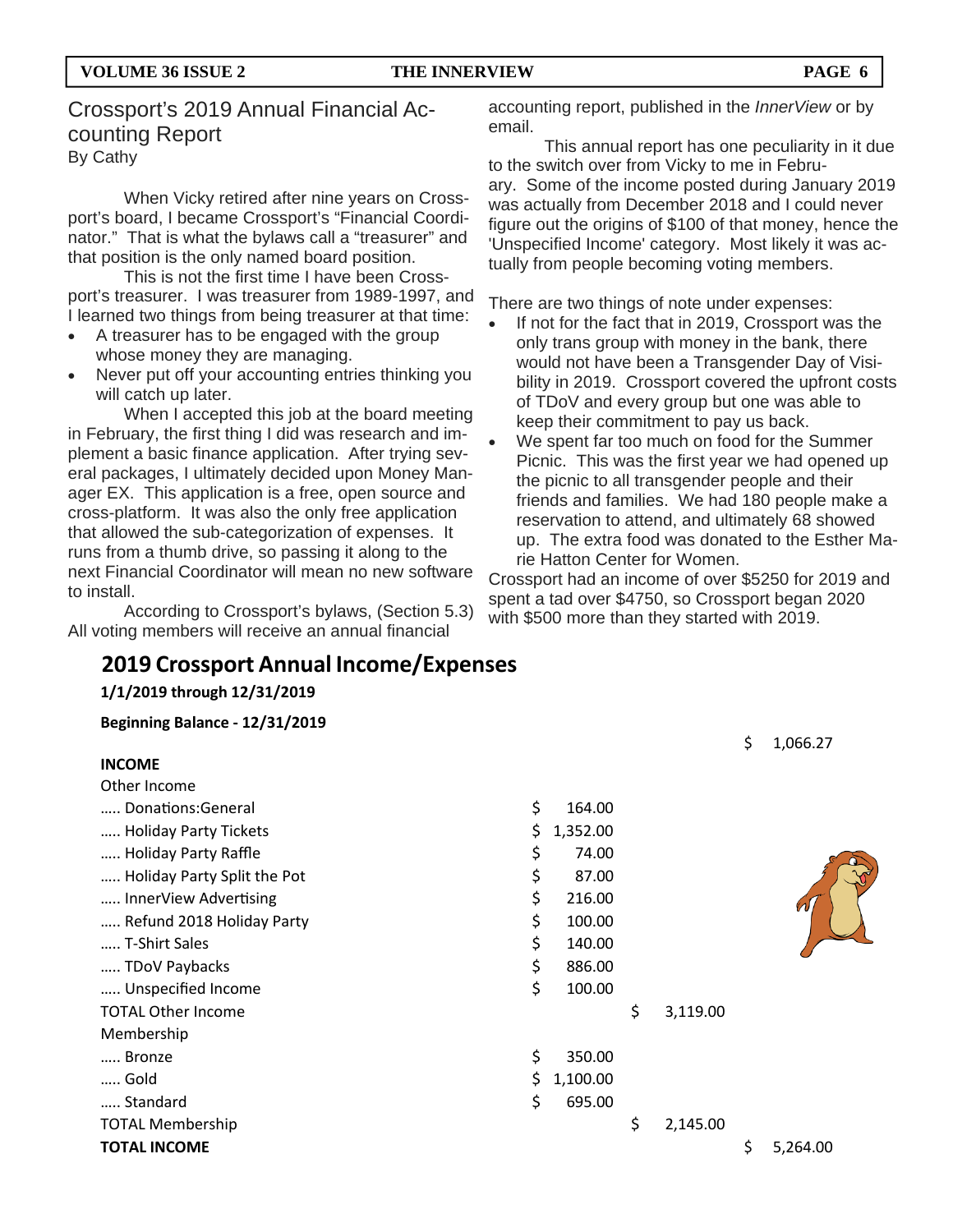## Crossport's 2019 Annual Financial Accounting Report

By Cathy

When Vicky retired after nine years on Crossport's board, I became Crossport's "Financial Coordinator." That is what the bylaws call a "treasurer" and that position is the only named board position.

This is not the first time I have been Crossport's treasurer. I was treasurer from 1989-1997, and I learned two things from being treasurer at that time:

- A treasurer has to be engaged with the group whose money they are managing.
- Never put off your accounting entries thinking you will catch up later.

When I accepted this job at the board meeting in February, the first thing I did was research and implement a basic finance application. After trying several packages, I ultimately decided upon Money Manager EX. This application is a free, open source and cross-platform. It was also the only free application that allowed the sub-categorization of expenses. It runs from a thumb drive, so passing it along to the next Financial Coordinator will mean no new software to install.

According to Crossport's bylaws, (Section 5.3) All voting members will receive an annual financial accounting report, published in the *InnerView* or by email.

This annual report has one peculiarity in it due to the switch over from Vicky to me in February. Some of the income posted during January 2019 was actually from December 2018 and I could never figure out the origins of $100 of that money, hence the 'Unspecified Income' category. Most likely it was actually from people becoming voting members.

There are two things of note under expenses:

- If not for the fact that in 2019, Crossport was the only trans group with money in the bank, there would not have been a Transgender Day of Visibility in 2019. Crossport covered the upfront costs of TDoV and every group but one was able to keep their commitment to pay us back.
- We spent far too much on food for the Summer Picnic. This was the first year we had opened up the picnic to all transgender people and their friends and families. We had 180 people make a reservation to attend, and ultimately 68 showed up. The extra food was donated to the Esther Marie Hatton Center for Women.

Crossport had an income of over $5250 for 2019 and spent a tad over $4750, so Crossport began 2020 with $500 more than they started with 2019.

## 2019 Crossport Annual Income/Expenses

**1/1/2019 through 12/31/2019**

**Beginning Balance - 12/31/2019**

| | | | |
|---|---|---|---|
| **Beginning Balance - 12/31/2019** | | | $ 1,066.27 |
| **INCOME** | | | |
| Other Income | | | |
| ..... Donations:General | $ 164.00 | | |
| ..... Holiday Party Tickets | $ 1,352.00 | | |
| ..... Holiday Party Raffle | $ 74.00 | | |
| ..... Holiday Party Split the Pot | $ 87.00 | | |
| ..... InnerView Advertising | $ 216.00 | | |
| ..... Refund 2018 Holiday Party | $ 100.00 | | |
| ..... T-Shirt Sales | $ 140.00 | | |
| ..... TDoV Paybacks | $ 886.00 | | |
| ..... Unspecified Income | $ 100.00 | | |
| TOTAL Other Income | | $ 3,119.00 | |
| Membership | | | |
| ..... Bronze | $ 350.00 | | |
| ..... Gold | $ 1,100.00 | | |
| ..... Standard | $ 695.00 | | |
| TOTAL Membership | | $ 2,145.00 | |
| **TOTAL INCOME** | | | $ 5,264.00 |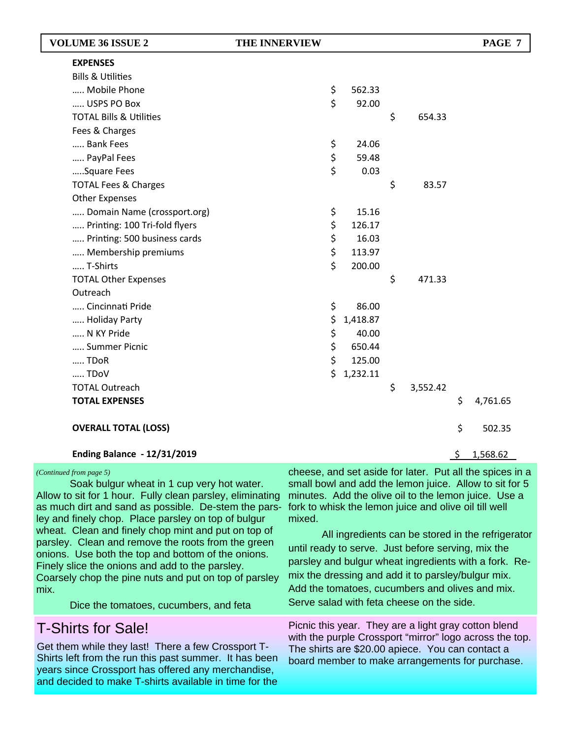| **EXPENSES** | | | |
|---|---|---|---|
| Bills & Utilities | | | |
| ….. Mobile Phone | $ 562.33 | | |
| ….. USPS PO Box | $ 92.00 | | |
| TOTAL Bills & Utilities | | $ 654.33 | |
| Fees & Charges | | | |
| ….. Bank Fees | $ 24.06 | | |
| ….. PayPal Fees | $ 59.48 | | |
| …..Square Fees | $ 0.03 | | |
| TOTAL Fees & Charges | | $ 83.57 | |
| Other Expenses | | | |
| ….. Domain Name (crossport.org) | $ 15.16 | | |
| ….. Printing: 100 Tri-fold flyers | $ 126.17 | | |
| ….. Printing: 500 business cards | $ 16.03 | | |
| ….. Membership premiums | $ 113.97 | | |
| ….. T-Shirts | $ 200.00 | | |
| TOTAL Other Expenses | | $ 471.33 | |
| Outreach | | | |
| ….. Cincinnati Pride | $ 86.00 | | |
| ….. Holiday Party | $ 1,418.87 | | |
| ….. N KY Pride | $ 40.00 | | |
| ….. Summer Picnic | $ 650.44 | | |
| ….. TDoR | $ 125.00 | | |
| ….. TDoV | $ 1,232.11 | | |
| TOTAL Outreach | | $ 3,552.42 | |
| **TOTAL EXPENSES** | | | $ 4,761.65 |
| | | | |
| **OVERALL TOTAL (LOSS)** | | | $ 502.35 |
| | | | |
| **Ending Balance - 12/31/2019** | | | $ 1,568.62 |

*(Continued from page 5)*

Soak bulgur wheat in 1 cup very hot water. Allow to sit for 1 hour. Fully clean parsley, eliminating as much dirt and sand as possible. De-stem the parsley and finely chop. Place parsley on top of bulgur wheat. Clean and finely chop mint and put on top of parsley. Clean and remove the roots from the green onions. Use both the top and bottom of the onions. Finely slice the onions and add to the parsley. Coarsely chop the pine nuts and put on top of parsley mix.

Dice the tomatoes, cucumbers, and feta cheese, and set aside for later. Put all the spices in a small bowl and add the lemon juice. Allow to sit for 5 minutes. Add the olive oil to the lemon juice. Use a fork to whisk the lemon juice and olive oil till well mixed.

All ingredients can be stored in the refrigerator until ready to serve. Just before serving, mix the parsley and bulgur wheat ingredients with a fork. Remix the dressing and add it to parsley/bulgur mix. Add the tomatoes, cucumbers and olives and mix. Serve salad with feta cheese on the side.

## T-Shirts for Sale!

Get them while they last! There a few Crossport T-Shirts left from the run this past summer. It has been years since Crossport has offered any merchandise, and decided to make T-shirts available in time for the Picnic this year. They are a light gray cotton blend with the purple Crossport "mirror" logo across the top. The shirts are $20.00 apiece. You can contact a board member to make arrangements for purchase.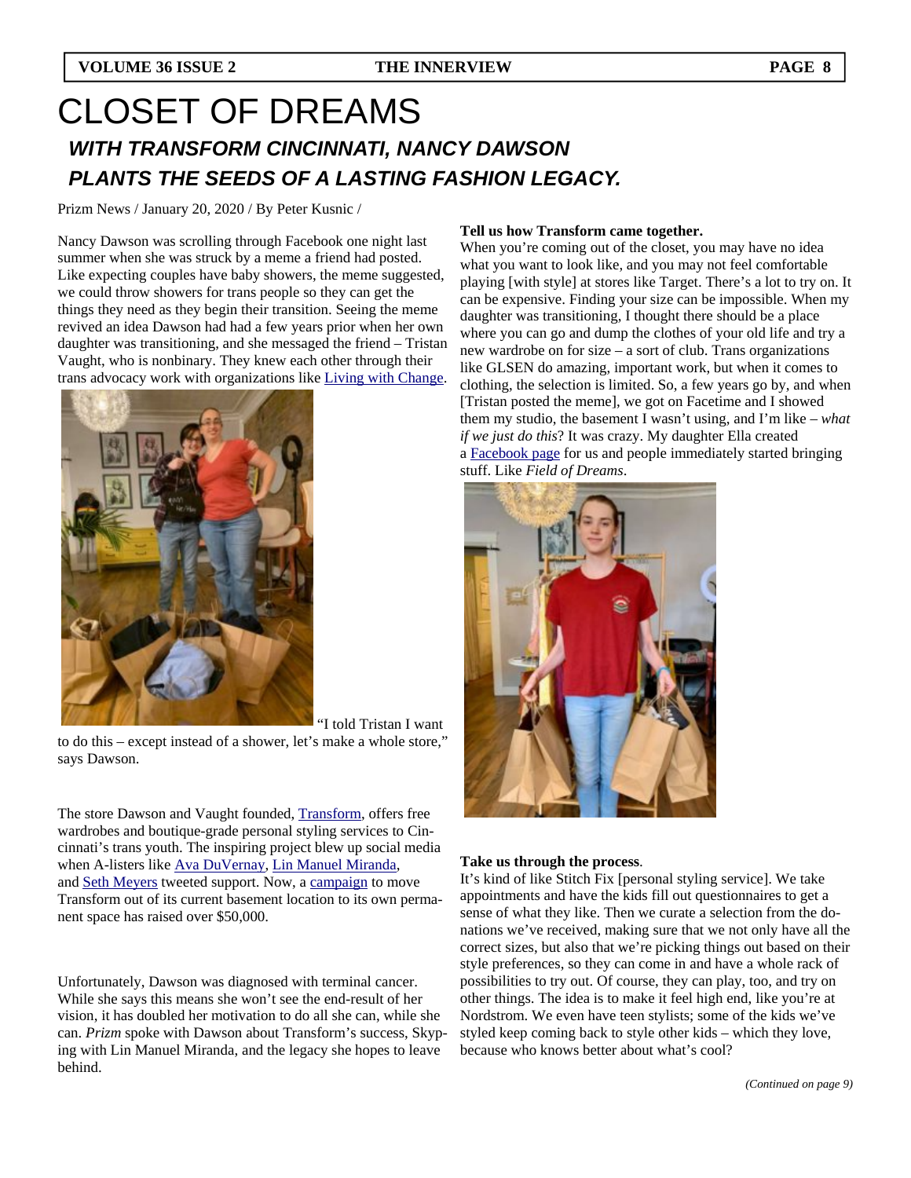# CLOSET OF DREAMS

## *WITH TRANSFORM CINCINNATI, NANCY DAWSON PLANTS THE SEEDS OF A LASTING FASHION LEGACY.*

Prizm News / January 20, 2020 / By Peter Kusnic /

Nancy Dawson was scrolling through Facebook one night last summer when she was struck by a meme a friend had posted. Like expecting couples have baby showers, the meme suggested, we could throw showers for trans people so they can get the things they need as they begin their transition. Seeing the meme revived an idea Dawson had had a few years prior when her own daughter was transitioning, and she messaged the friend – Tristan Vaught, who is nonbinary. They knew each other through their trans advocacy work with organizations like Living with Change.

"I told Tristan I want to do this – except instead of a shower, let's make a whole store," says Dawson.

The store Dawson and Vaught founded, Transform, offers free wardrobes and boutique-grade personal styling services to Cincinnati's trans youth. The inspiring project blew up social media when A-listers like Ava DuVernay, Lin Manuel Miranda, and Seth Meyers tweeted support. Now, a campaign to move Transform out of its current basement location to its own permanent space has raised over $50,000.

Unfortunately, Dawson was diagnosed with terminal cancer. While she says this means she won't see the end-result of her vision, it has doubled her motivation to do all she can, while she can. *Prizm* spoke with Dawson about Transform's success, Skyping with Lin Manuel Miranda, and the legacy she hopes to leave behind.

**Tell us how Transform came together.**

When you're coming out of the closet, you may have no idea what you want to look like, and you may not feel comfortable playing [with style] at stores like Target. There's a lot to try on. It can be expensive. Finding your size can be impossible. When my daughter was transitioning, I thought there should be a place where you can go and dump the clothes of your old life and try a new wardrobe on for size – a sort of club. Trans organizations like GLSEN do amazing, important work, but when it comes to clothing, the selection is limited. So, a few years go by, and when [Tristan posted the meme], we got on Facetime and I showed them my studio, the basement I wasn't using, and I'm like – *what if we just do this*? It was crazy. My daughter Ella created a Facebook page for us and people immediately started bringing stuff. Like *Field of Dreams*.

**Take us through the process**.

It's kind of like Stitch Fix [personal styling service]. We take appointments and have the kids fill out questionnaires to get a sense of what they like. Then we curate a selection from the donations we've received, making sure that we not only have all the correct sizes, but also that we're picking things out based on their style preferences, so they can come in and have a whole rack of possibilities to try out. Of course, they can play, too, and try on other things. The idea is to make it feel high end, like you're at Nordstrom. We even have teen stylists; some of the kids we've styled keep coming back to style other kids – which they love, because who knows better about what's cool?

*(Continued on page 9)*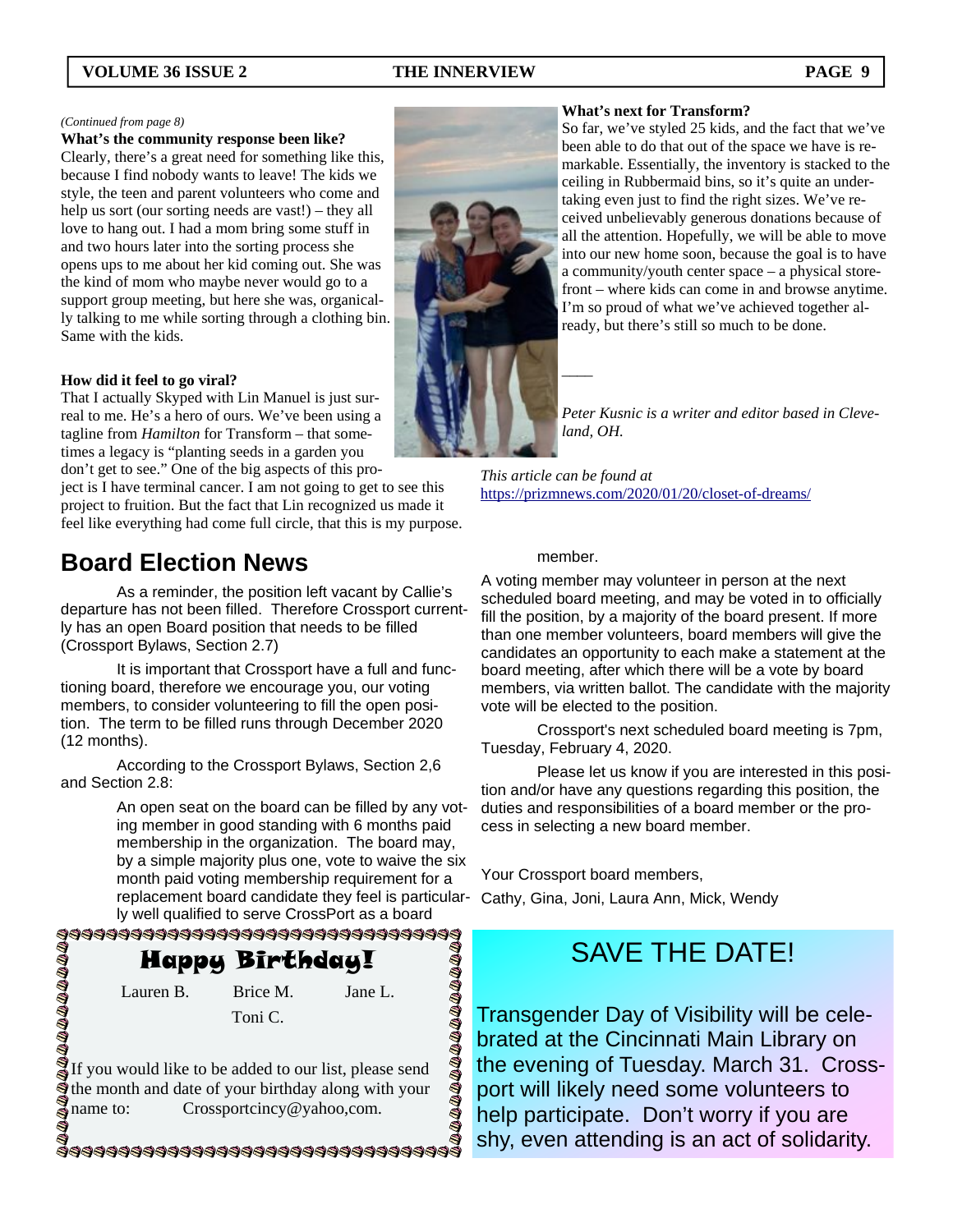*(Continued from page 8)*

**What's the community response been like?**

Clearly, there's a great need for something like this, because I find nobody wants to leave! The kids we style, the teen and parent volunteers who come and help us sort (our sorting needs are vast!) – they all love to hang out. I had a mom bring some stuff in and two hours later into the sorting process she opens ups to me about her kid coming out. She was the kind of mom who maybe never would go to a support group meeting, but here she was, organically talking to me while sorting through a clothing bin. Same with the kids.

**How did it feel to go viral?**

That I actually Skyped with Lin Manuel is just surreal to me. He's a hero of ours. We've been using a tagline from *Hamilton* for Transform – that sometimes a legacy is "planting seeds in a garden you don't get to see." One of the big aspects of this project is I have terminal cancer. I am not going to get to see this project to fruition. But the fact that Lin recognized us made it feel like everything had come full circle, that this is my purpose.

**What's next for Transform?**

So far, we've styled 25 kids, and the fact that we've been able to do that out of the space we have is remarkable. Essentially, the inventory is stacked to the ceiling in Rubbermaid bins, so it's quite an undertaking even just to find the right sizes. We've received unbelievably generous donations because of all the attention. Hopefully, we will be able to move into our new home soon, because the goal is to have a community/youth center space – a physical storefront – where kids can come in and browse anytime. I'm so proud of what we've achieved together already, but there's still so much to be done.

——

*Peter Kusnic is a writer and editor based in Cleveland, OH.*

*This article can be found at* https://prizmnews.com/2020/01/20/closet-of-dreams/

## Board Election News

As a reminder, the position left vacant by Callie's departure has not been filled. Therefore Crossport currently has an open Board position that needs to be filled (Crossport Bylaws, Section 2.7)

It is important that Crossport have a full and functioning board, therefore we encourage you, our voting members, to consider volunteering to fill the open position. The term to be filled runs through December 2020 (12 months).

According to the Crossport Bylaws, Section 2,6 and Section 2.8:

> An open seat on the board can be filled by any voting member in good standing with 6 months paid membership in the organization. The board may, by a simple majority plus one, vote to waive the six month paid voting membership requirement for a replacement board candidate they feel is particularly well qualified to serve CrossPort as a board member.
>
> A voting member may volunteer in person at the next scheduled board meeting, and may be voted in to officially fill the position, by a majority of the board present. If more than one member volunteers, board members will give the candidates an opportunity to each make a statement at the board meeting, after which there will be a vote by board members, via written ballot. The candidate with the majority vote will be elected to the position.

Crossport's next scheduled board meeting is 7pm, Tuesday, February 4, 2020.

Please let us know if you are interested in this position and/or have any questions regarding this position, the duties and responsibilities of a board member or the process in selecting a new board member.

Your Crossport board members,

Cathy, Gina, Joni, Laura Ann, Mick, Wendy

### Happy Birthday!

Lauren B. Brice M. Jane L.

Toni C.

If you would like to be added to our list, please send the month and date of your birthday along with your name to: Crossportcincy@yahoo,com.

### SAVE THE DATE!

Transgender Day of Visibility will be celebrated at the Cincinnati Main Library on the evening of Tuesday. March 31. Crossport will likely need some volunteers to help participate. Don't worry if you are shy, even attending is an act of solidarity.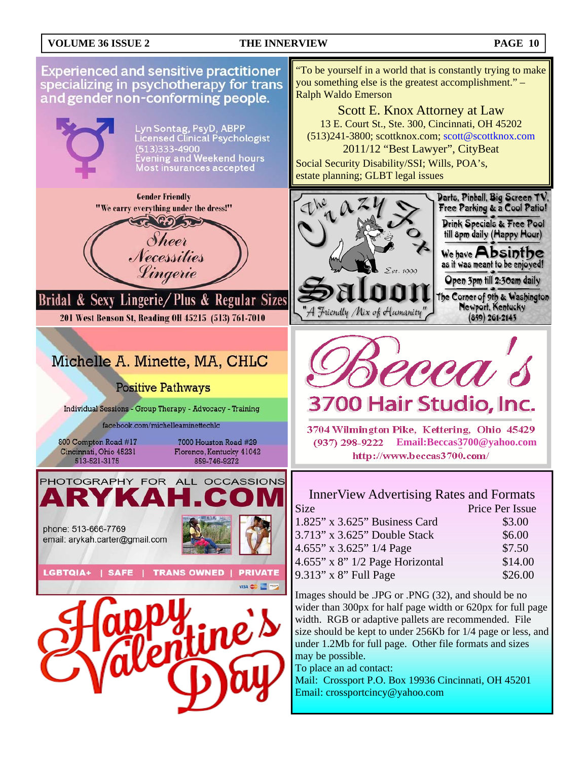Experienced and sensitive practitioner specializing in psychotherapy for trans and gender non-conforming people.

Lyn Sontag, PsyD, ABPP
Licensed Clinical Psychologist
(513)333-4900
Evening and Weekend hours
Most insurances accepted

---

"To be yourself in a world that is constantly trying to make you something else is the greatest accomplishment." – Ralph Waldo Emerson

Scott E. Knox Attorney at Law
13 E. Court St., Ste. 300, Cincinnati, OH 45202
(513)241-3800; scottknox.com; scott@scottknox.com
2011/12 "Best Lawyer", CityBeat
Social Security Disability/SSI; Wills, POA's, estate planning; GLBT legal issues

---

Gender Friendly
"We carry everything under the dress!"

Sheer Necessities Lingerie

Bridal & Sexy Lingerie/ Plus & Regular Sizes
201 West Benson St, Reading OH 45215 (513) 761-7010

---

The Crazy Fox Saloon
Est. 1999
"A Friendly Mix of Humanity"

Darts, Pinball, Big Screen TV, Free Parking & a Cool Patio!
Drink Specials & Free Pool till 8pm daily (Happy Hour)
We have Absinthe as it was meant to be enjoyed!
Open 3pm till 2:30am daily
The Corner of 9th & Washington
Newport, Kentucky
(859) 261-2143

---

Michelle A. Minette, MA, CHLC

Positive Pathways

Individual Sessions - Group Therapy - Advocacy - Training

facebook.com/michelleaminettechlc

800 Compton Road #17
Cincinnati, Ohio 45231
513-521-3175

7000 Houston Road #29
Florence, Kentucky 41042
859-746-9272

---

Becca's
3700 Hair Studio, Inc.

3704 Wilmington Pike, Kettering, Ohio 45429
(937) 298-9222 Email:Beccas3700@yahoo.com
http://www.beccas3700.com/

---

PHOTOGRAPHY FOR ALL OCCASSIONS
ARYKAH.COM

phone: 513-666-7769
email: arykah.carter@gmail.com

LGBTQIA+ | SAFE | TRANS OWNED | PRIVATE

---

Happy Valentine's Day

---

## InnerView Advertising Rates and Formats

| Size | Price Per Issue |
|---|---|
| 1.825" x 3.625" Business Card | $3.00 |
| 3.713" x 3.625" Double Stack | $6.00 |
| 4.655" x 3.625" 1/4 Page | $7.50 |
| 4.655" x 8" 1/2 Page Horizontal | $14.00 |
| 9.313" x 8" Full Page | $26.00 |

Images should be .JPG or .PNG (32), and should be no wider than 300px for half page width or 620px for full page width. RGB or adaptive pallets are recommended. File size should be kept to under 256Kb for 1/4 page or less, and under 1.2Mb for full page. Other file formats and sizes may be possible.

To place an ad contact:
Mail: Crossport P.O. Box 19936 Cincinnati, OH 45201
Email: crossportcincy@yahoo.com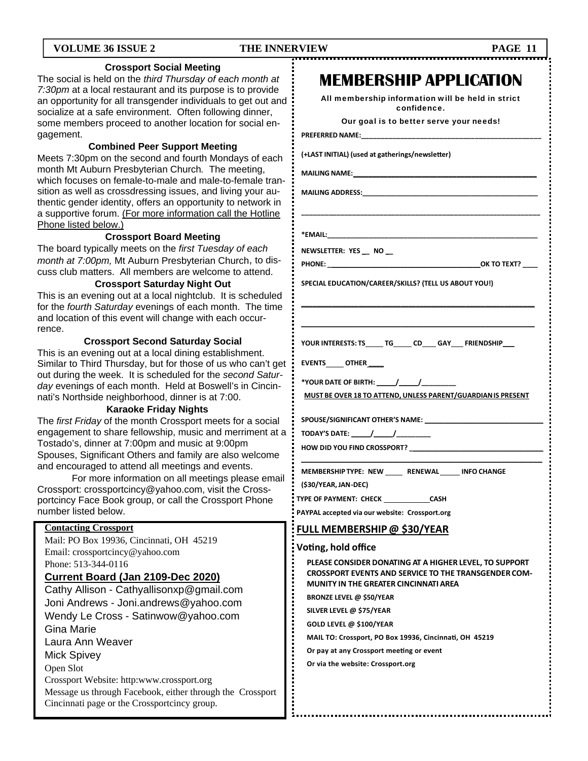### Crossport Social Meeting

The social is held on the *third Thursday of each month at 7:30pm* at a local restaurant and its purpose is to provide an opportunity for all transgender individuals to get out and socialize at a safe environment. Often following dinner, some members proceed to another location for social engagement.

### Combined Peer Support Meeting

Meets 7:30pm on the second and fourth Mondays of each month Mt Auburn Presbyterian Church. The meeting, which focuses on female-to-male and male-to-female transition as well as crossdressing issues, and living your authentic gender identity, offers an opportunity to network in a supportive forum. (For more information call the Hotline Phone listed below.)

### Crossport Board Meeting

The board typically meets on the *first Tuesday of each month at 7:00pm,* Mt Auburn Presbyterian Church, to discuss club matters. All members are welcome to attend.

### Crossport Saturday Night Out

This is an evening out at a local nightclub. It is scheduled for the *fourth Saturday* evenings of each month. The time and location of this event will change with each occurrence.

### Crossport Second Saturday Social

This is an evening out at a local dining establishment. Similar to Third Thursday, but for those of us who can't get out during the week. It is scheduled for the *second Saturday* evenings of each month. Held at Boswell's in Cincinnati's Northside neighborhood, dinner is at 7:00.

### Karaoke Friday Nights

The *first Friday* of the month Crossport meets for a social engagement to share fellowship, music and merriment at a Tostado's, dinner at 7:00pm and music at 9:00pm

Spouses, Significant Others and family are also welcome and encouraged to attend all meetings and events.

For more information on all meetings please email Crossport: crossportcincy@yahoo.com, visit the Crossportcincy Face Book group, or call the Crossport Phone number listed below.

**Contacting Crossport**

Mail: PO Box 19936, Cincinnati, OH 45219
Email: crossportcincy@yahoo.com
Phone: 513-344-0116

**Current Board (Jan 2109-Dec 2020)**

Cathy Allison - Cathyallisonxp@gmail.com
Joni Andrews - Joni.andrews@yahoo.com
Wendy Le Cross - Satinwow@yahoo.com
Gina Marie
Laura Ann Weaver
Mick Spivey
Open Slot

Crossport Website: http:www.crossport.org

Message us through Facebook, either through the Crossport Cincinnati page or the Crossportcincy group.

# MEMBERSHIP APPLICATION

All membership information will be held in strict confidence.

Our goal is to better serve your needs!

PREFERRED NAME:______________________________________

(+LAST INITIAL) (used at gatherings/newsletter)

MAILING NAME:______________________________________

MAILING ADDRESS:______________________________________

______________________________________________________

*EMAIL:______________________________________________

NEWSLETTER: YES __ NO __

PHONE: ______________________________________OK TO TEXT? ____

SPECIAL EDUCATION/CAREER/SKILLS? (TELL US ABOUT YOU!)

______________________________________________________

______________________________________________________

YOUR INTERESTS: TS_____ TG_____ CD____ GAY____ FRIENDSHIP____

EVENTS_____ OTHER____

*YOUR DATE OF BIRTH: _____/_____/________

MUST BE OVER 18 TO ATTEND, UNLESS PARENT/GUARDIAN IS PRESENT

SPOUSE/SIGNIFICANT OTHER'S NAME: ____________________________

TODAY'S DATE: _____/_____/________

HOW DID YOU FIND CROSSPORT? ______________________________

______________________________________________________

MEMBERSHIP TYPE: NEW _____ RENEWAL _____ INFO CHANGE

($30/YEAR, JAN-DEC)

TYPE OF PAYMENT: CHECK ____________CASH

PAYPAL accepted via our website: Crossport.org

## FULL MEMBERSHIP @ $30/YEAR

**Voting, hold office**

**PLEASE CONSIDER DONATING AT A HIGHER LEVEL, TO SUPPORT CROSSPORT EVENTS AND SERVICE TO THE TRANSGENDER COMMUNITY IN THE GREATER CINCINNATI AREA**

BRONZE LEVEL @ $50/YEAR

SILVER LEVEL @ $75/YEAR

GOLD LEVEL @ $100/YEAR

MAIL TO: Crossport, PO Box 19936, Cincinnati, OH 45219

Or pay at any Crossport meeting or event

Or via the website: Crossport.org